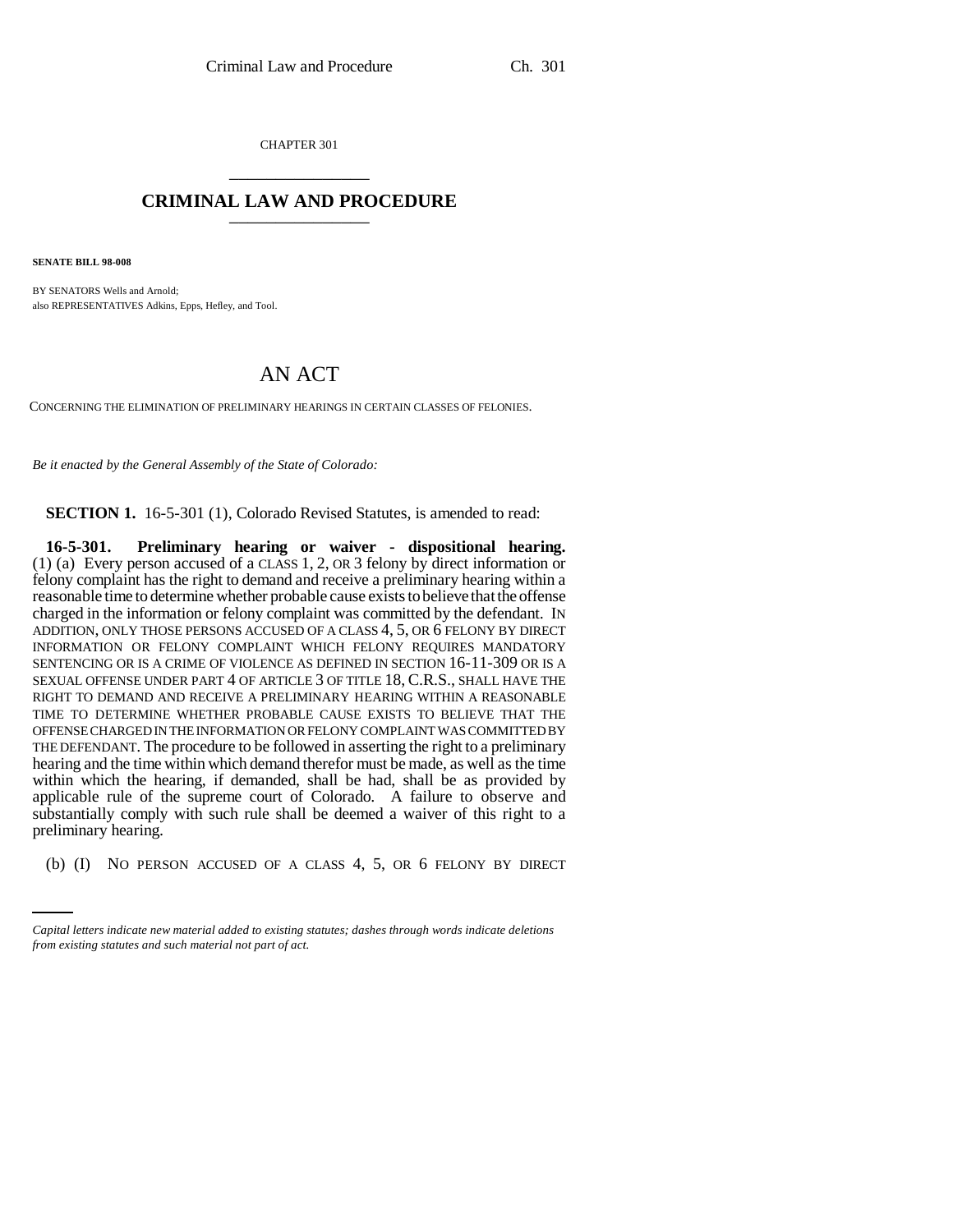CHAPTER 301

# CRIMINAL LAW AND PROCEDURE

**SENATE BILL 98-008**

BY SENATORS Wells and Arnold;
also REPRESENTATIVES Adkins, Epps, Hefley, and Tool.

# AN ACT

CONCERNING THE ELIMINATION OF PRELIMINARY HEARINGS IN CERTAIN CLASSES OF FELONIES.

*Be it enacted by the General Assembly of the State of Colorado:*

**SECTION 1.** 16-5-301 (1), Colorado Revised Statutes, is amended to read:

**16-5-301. Preliminary hearing or waiver - dispositional hearing.** (1) (a) Every person accused of a CLASS 1, 2, OR 3 felony by direct information or felony complaint has the right to demand and receive a preliminary hearing within a reasonable time to determine whether probable cause exists to believe that the offense charged in the information or felony complaint was committed by the defendant. IN ADDITION, ONLY THOSE PERSONS ACCUSED OF A CLASS 4, 5, OR 6 FELONY BY DIRECT INFORMATION OR FELONY COMPLAINT WHICH FELONY REQUIRES MANDATORY SENTENCING OR IS A CRIME OF VIOLENCE AS DEFINED IN SECTION 16-11-309 OR IS A SEXUAL OFFENSE UNDER PART 4 OF ARTICLE 3 OF TITLE 18, C.R.S., SHALL HAVE THE RIGHT TO DEMAND AND RECEIVE A PRELIMINARY HEARING WITHIN A REASONABLE TIME TO DETERMINE WHETHER PROBABLE CAUSE EXISTS TO BELIEVE THAT THE OFFENSE CHARGED IN THE INFORMATION OR FELONY COMPLAINT WAS COMMITTED BY THE DEFENDANT. The procedure to be followed in asserting the right to a preliminary hearing and the time within which demand therefor must be made, as well as the time within which the hearing, if demanded, shall be had, shall be as provided by applicable rule of the supreme court of Colorado. A failure to observe and substantially comply with such rule shall be deemed a waiver of this right to a preliminary hearing.

(b) (I) NO PERSON ACCUSED OF A CLASS 4, 5, OR 6 FELONY BY DIRECT

*Capital letters indicate new material added to existing statutes; dashes through words indicate deletions from existing statutes and such material not part of act.*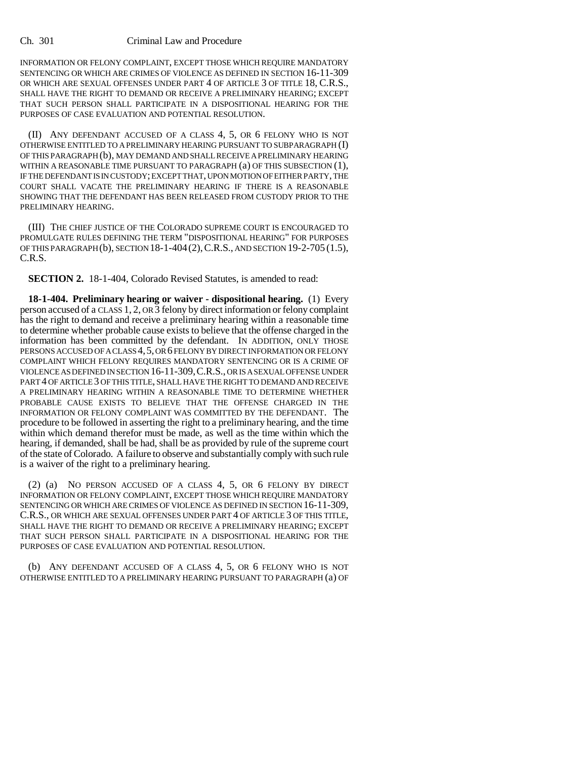INFORMATION OR FELONY COMPLAINT, EXCEPT THOSE WHICH REQUIRE MANDATORY SENTENCING OR WHICH ARE CRIMES OF VIOLENCE AS DEFINED IN SECTION 16-11-309 OR WHICH ARE SEXUAL OFFENSES UNDER PART 4 OF ARTICLE 3 OF TITLE 18, C.R.S., SHALL HAVE THE RIGHT TO DEMAND OR RECEIVE A PRELIMINARY HEARING; EXCEPT THAT SUCH PERSON SHALL PARTICIPATE IN A DISPOSITIONAL HEARING FOR THE PURPOSES OF CASE EVALUATION AND POTENTIAL RESOLUTION.

(II) ANY DEFENDANT ACCUSED OF A CLASS 4, 5, OR 6 FELONY WHO IS NOT OTHERWISE ENTITLED TO A PRELIMINARY HEARING PURSUANT TO SUBPARAGRAPH (I) OF THIS PARAGRAPH (b), MAY DEMAND AND SHALL RECEIVE A PRELIMINARY HEARING WITHIN A REASONABLE TIME PURSUANT TO PARAGRAPH (a) OF THIS SUBSECTION (1), IF THE DEFENDANT IS IN CUSTODY; EXCEPT THAT, UPON MOTION OF EITHER PARTY, THE COURT SHALL VACATE THE PRELIMINARY HEARING IF THERE IS A REASONABLE SHOWING THAT THE DEFENDANT HAS BEEN RELEASED FROM CUSTODY PRIOR TO THE PRELIMINARY HEARING.

(III) THE CHIEF JUSTICE OF THE COLORADO SUPREME COURT IS ENCOURAGED TO PROMULGATE RULES DEFINING THE TERM "DISPOSITIONAL HEARING" FOR PURPOSES OF THIS PARAGRAPH (b), SECTION 18-1-404 (2), C.R.S., AND SECTION 19-2-705 (1.5), C.R.S.

**SECTION 2.** 18-1-404, Colorado Revised Statutes, is amended to read:

**18-1-404. Preliminary hearing or waiver - dispositional hearing.** (1) Every person accused of a CLASS 1, 2, OR 3 felony by direct information or felony complaint has the right to demand and receive a preliminary hearing within a reasonable time to determine whether probable cause exists to believe that the offense charged in the information has been committed by the defendant. IN ADDITION, ONLY THOSE PERSONS ACCUSED OF A CLASS 4, 5, OR 6 FELONY BY DIRECT INFORMATION OR FELONY COMPLAINT WHICH FELONY REQUIRES MANDATORY SENTENCING OR IS A CRIME OF VIOLENCE AS DEFINED IN SECTION 16-11-309, C.R.S., OR IS A SEXUAL OFFENSE UNDER PART 4 OF ARTICLE 3 OF THIS TITLE, SHALL HAVE THE RIGHT TO DEMAND AND RECEIVE A PRELIMINARY HEARING WITHIN A REASONABLE TIME TO DETERMINE WHETHER PROBABLE CAUSE EXISTS TO BELIEVE THAT THE OFFENSE CHARGED IN THE INFORMATION OR FELONY COMPLAINT WAS COMMITTED BY THE DEFENDANT. The procedure to be followed in asserting the right to a preliminary hearing, and the time within which demand therefor must be made, as well as the time within which the hearing, if demanded, shall be had, shall be as provided by rule of the supreme court of the state of Colorado. A failure to observe and substantially comply with such rule is a waiver of the right to a preliminary hearing.

(2) (a) NO PERSON ACCUSED OF A CLASS 4, 5, OR 6 FELONY BY DIRECT INFORMATION OR FELONY COMPLAINT, EXCEPT THOSE WHICH REQUIRE MANDATORY SENTENCING OR WHICH ARE CRIMES OF VIOLENCE AS DEFINED IN SECTION 16-11-309, C.R.S., OR WHICH ARE SEXUAL OFFENSES UNDER PART 4 OF ARTICLE 3 OF THIS TITLE, SHALL HAVE THE RIGHT TO DEMAND OR RECEIVE A PRELIMINARY HEARING; EXCEPT THAT SUCH PERSON SHALL PARTICIPATE IN A DISPOSITIONAL HEARING FOR THE PURPOSES OF CASE EVALUATION AND POTENTIAL RESOLUTION.

(b) ANY DEFENDANT ACCUSED OF A CLASS 4, 5, OR 6 FELONY WHO IS NOT OTHERWISE ENTITLED TO A PRELIMINARY HEARING PURSUANT TO PARAGRAPH (a) OF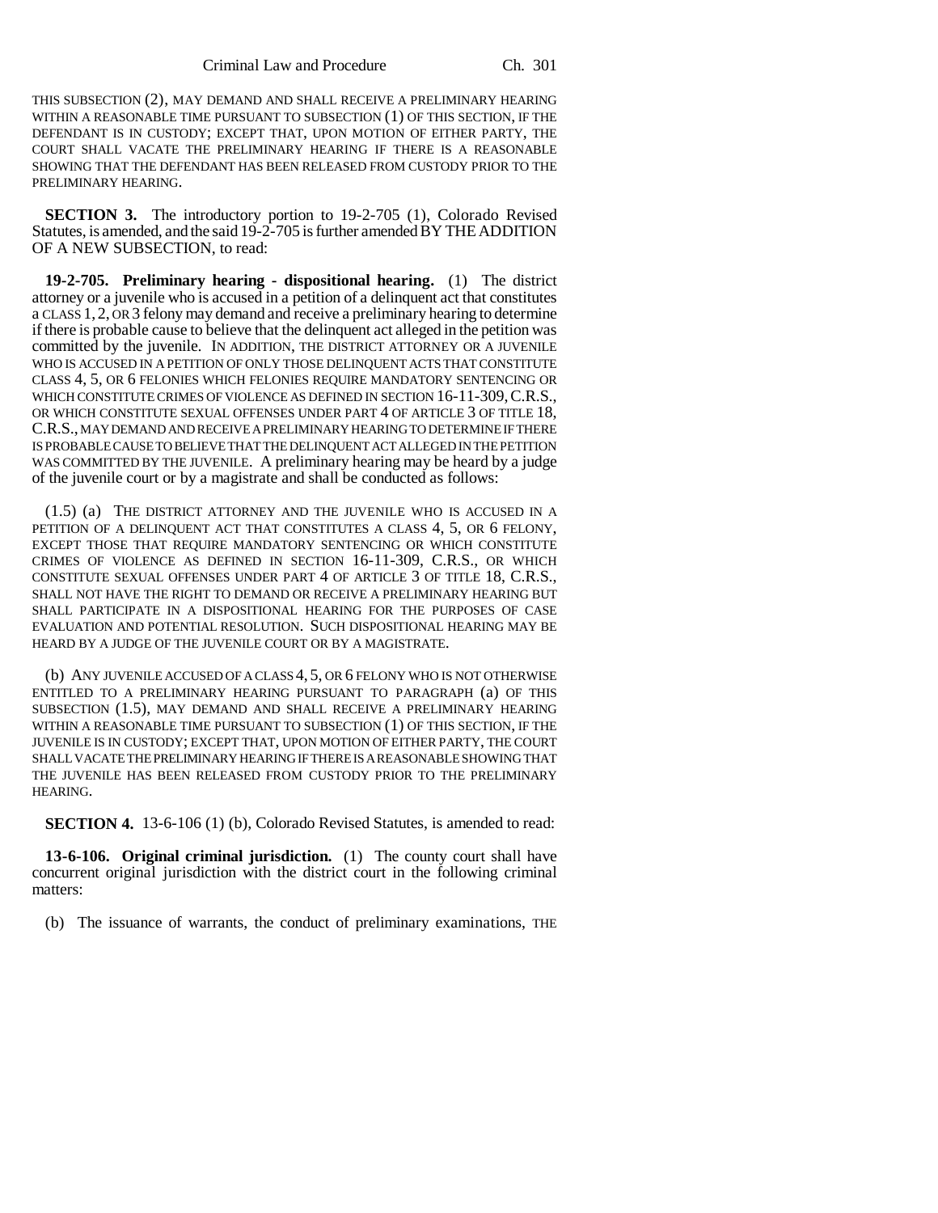THIS SUBSECTION (2), MAY DEMAND AND SHALL RECEIVE A PRELIMINARY HEARING WITHIN A REASONABLE TIME PURSUANT TO SUBSECTION (1) OF THIS SECTION, IF THE DEFENDANT IS IN CUSTODY; EXCEPT THAT, UPON MOTION OF EITHER PARTY, THE COURT SHALL VACATE THE PRELIMINARY HEARING IF THERE IS A REASONABLE SHOWING THAT THE DEFENDANT HAS BEEN RELEASED FROM CUSTODY PRIOR TO THE PRELIMINARY HEARING.

**SECTION 3.** The introductory portion to 19-2-705 (1), Colorado Revised Statutes, is amended, and the said 19-2-705 is further amended BY THE ADDITION OF A NEW SUBSECTION, to read:

**19-2-705. Preliminary hearing - dispositional hearing.** (1) The district attorney or a juvenile who is accused in a petition of a delinquent act that constitutes a CLASS 1, 2, OR 3 felony may demand and receive a preliminary hearing to determine if there is probable cause to believe that the delinquent act alleged in the petition was committed by the juvenile. IN ADDITION, THE DISTRICT ATTORNEY OR A JUVENILE WHO IS ACCUSED IN A PETITION OF ONLY THOSE DELINQUENT ACTS THAT CONSTITUTE CLASS 4, 5, OR 6 FELONIES WHICH FELONIES REQUIRE MANDATORY SENTENCING OR WHICH CONSTITUTE CRIMES OF VIOLENCE AS DEFINED IN SECTION 16-11-309, C.R.S., OR WHICH CONSTITUTE SEXUAL OFFENSES UNDER PART 4 OF ARTICLE 3 OF TITLE 18, C.R.S., MAY DEMAND AND RECEIVE A PRELIMINARY HEARING TO DETERMINE IF THERE IS PROBABLE CAUSE TO BELIEVE THAT THE DELINQUENT ACT ALLEGED IN THE PETITION WAS COMMITTED BY THE JUVENILE. A preliminary hearing may be heard by a judge of the juvenile court or by a magistrate and shall be conducted as follows:

(1.5) (a) THE DISTRICT ATTORNEY AND THE JUVENILE WHO IS ACCUSED IN A PETITION OF A DELINQUENT ACT THAT CONSTITUTES A CLASS 4, 5, OR 6 FELONY, EXCEPT THOSE THAT REQUIRE MANDATORY SENTENCING OR WHICH CONSTITUTE CRIMES OF VIOLENCE AS DEFINED IN SECTION 16-11-309, C.R.S., OR WHICH CONSTITUTE SEXUAL OFFENSES UNDER PART 4 OF ARTICLE 3 OF TITLE 18, C.R.S., SHALL NOT HAVE THE RIGHT TO DEMAND OR RECEIVE A PRELIMINARY HEARING BUT SHALL PARTICIPATE IN A DISPOSITIONAL HEARING FOR THE PURPOSES OF CASE EVALUATION AND POTENTIAL RESOLUTION. SUCH DISPOSITIONAL HEARING MAY BE HEARD BY A JUDGE OF THE JUVENILE COURT OR BY A MAGISTRATE.

(b) ANY JUVENILE ACCUSED OF A CLASS 4, 5, OR 6 FELONY WHO IS NOT OTHERWISE ENTITLED TO A PRELIMINARY HEARING PURSUANT TO PARAGRAPH (a) OF THIS SUBSECTION (1.5), MAY DEMAND AND SHALL RECEIVE A PRELIMINARY HEARING WITHIN A REASONABLE TIME PURSUANT TO SUBSECTION (1) OF THIS SECTION, IF THE JUVENILE IS IN CUSTODY; EXCEPT THAT, UPON MOTION OF EITHER PARTY, THE COURT SHALL VACATE THE PRELIMINARY HEARING IF THERE IS A REASONABLE SHOWING THAT THE JUVENILE HAS BEEN RELEASED FROM CUSTODY PRIOR TO THE PRELIMINARY HEARING.

**SECTION 4.** 13-6-106 (1) (b), Colorado Revised Statutes, is amended to read:

**13-6-106. Original criminal jurisdiction.** (1) The county court shall have concurrent original jurisdiction with the district court in the following criminal matters:

(b) The issuance of warrants, the conduct of preliminary examinations, THE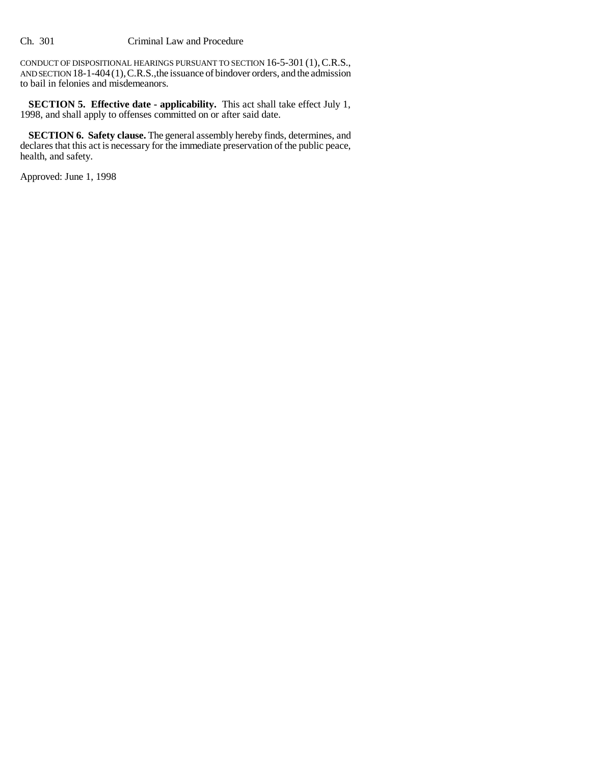CONDUCT OF DISPOSITIONAL HEARINGS PURSUANT TO SECTION 16-5-301 (1), C.R.S., AND SECTION 18-1-404 (1), C.R.S., the issuance of bindover orders, and the admission to bail in felonies and misdemeanors.

**SECTION 5. Effective date - applicability.** This act shall take effect July 1, 1998, and shall apply to offenses committed on or after said date.

**SECTION 6. Safety clause.** The general assembly hereby finds, determines, and declares that this act is necessary for the immediate preservation of the public peace, health, and safety.

Approved: June 1, 1998